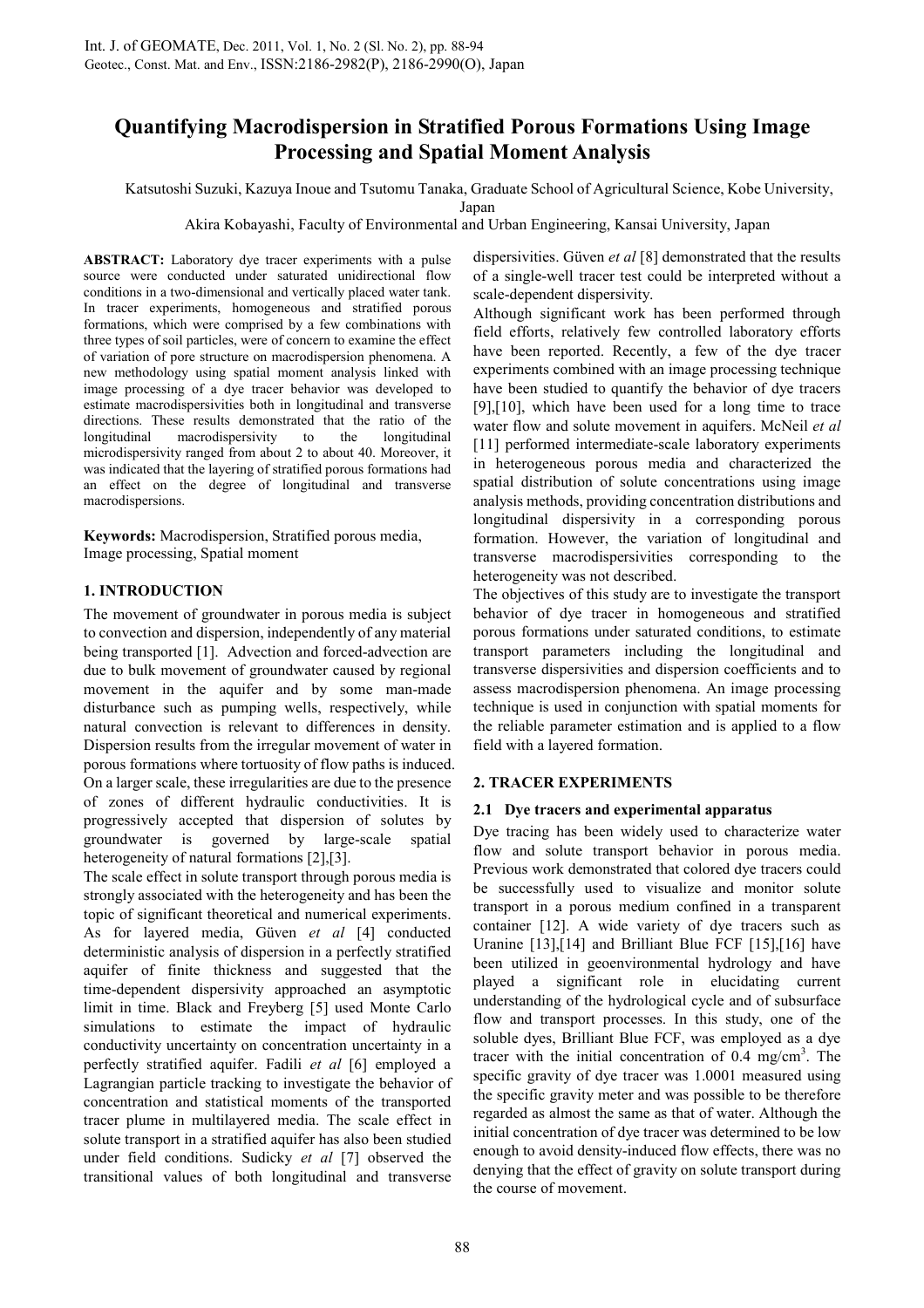# Quantifying Macrodispersion in Stratified Porous Formations Using Image Processing and Spatial Moment Analysis

Katsutoshi Suzuki, Kazuya Inoue and Tsutomu Tanaka, Graduate School of Agricultural Science, Kobe University, Japan

Akira Kobayashi, Faculty of Environmental and Urban Engineering, Kansai University, Japan

**ABSTRACT:** Laboratory dye tracer experiments with a pulse source were conducted under saturated unidirectional flow conditions in a two-dimensional and vertically placed water tank. In tracer experiments, homogeneous and stratified porous formations, which were comprised by a few combinations with three types of soil particles, were of concern to examine the effect of variation of pore structure on macrodispersion phenomena. A new methodology using spatial moment analysis linked with image processing of a dye tracer behavior was developed to estimate macrodispersivities both in longitudinal and transverse directions. These results demonstrated that the ratio of the longitudinal macrodispersivity to the longitudinal microdispersivity ranged from about 2 to about 40. Moreover, it was indicated that the layering of stratified porous formations had an effect on the degree of longitudinal and transverse macrodispersions.

**Keywords:** Macrodispersion, Stratified porous media, Image processing, Spatial moment

## 1. INTRODUCTION

The movement of groundwater in porous media is subject to convection and dispersion, independently of any material being transported [1]. Advection and forced-advection are due to bulk movement of groundwater caused by regional movement in the aquifer and by some man-made disturbance such as pumping wells, respectively, while natural convection is relevant to differences in density. Dispersion results from the irregular movement of water in porous formations where tortuosity of flow paths is induced. On a larger scale, these irregularities are due to the presence of zones of different hydraulic conductivities. It is progressively accepted that dispersion of solutes by groundwater is governed by large-scale spatial heterogeneity of natural formations [2],[3].

The scale effect in solute transport through porous media is strongly associated with the heterogeneity and has been the topic of significant theoretical and numerical experiments. As for layered media, Güven *et al* [4] conducted deterministic analysis of dispersion in a perfectly stratified aquifer of finite thickness and suggested that the time-dependent dispersivity approached an asymptotic limit in time. Black and Freyberg [5] used Monte Carlo simulations to estimate the impact of hydraulic conductivity uncertainty on concentration uncertainty in a perfectly stratified aquifer. Fadili *et al* [6] employed a Lagrangian particle tracking to investigate the behavior of concentration and statistical moments of the transported tracer plume in multilayered media. The scale effect in solute transport in a stratified aquifer has also been studied under field conditions. Sudicky *et al* [7] observed the transitional values of both longitudinal and transverse dispersivities. Güven *et al* [8] demonstrated that the results of a single-well tracer test could be interpreted without a scale-dependent dispersivity.

Although significant work has been performed through field efforts, relatively few controlled laboratory efforts have been reported. Recently, a few of the dye tracer experiments combined with an image processing technique have been studied to quantify the behavior of dye tracers [9],[10], which have been used for a long time to trace water flow and solute movement in aquifers. McNeil *et al* [11] performed intermediate-scale laboratory experiments in heterogeneous porous media and characterized the spatial distribution of solute concentrations using image analysis methods, providing concentration distributions and longitudinal dispersivity in a corresponding porous formation. However, the variation of longitudinal and transverse macrodispersivities corresponding to the heterogeneity was not described.

The objectives of this study are to investigate the transport behavior of dye tracer in homogeneous and stratified porous formations under saturated conditions, to estimate transport parameters including the longitudinal and transverse dispersivities and dispersion coefficients and to assess macrodispersion phenomena. An image processing technique is used in conjunction with spatial moments for the reliable parameter estimation and is applied to a flow field with a layered formation.

## 2. TRACER EXPERIMENTS

### 2.1 Dye tracers and experimental apparatus

Dye tracing has been widely used to characterize water flow and solute transport behavior in porous media. Previous work demonstrated that colored dye tracers could be successfully used to visualize and monitor solute transport in a porous medium confined in a transparent container [12]. A wide variety of dye tracers such as Uranine [13],[14] and Brilliant Blue FCF [15],[16] have been utilized in geoenvironmental hydrology and have played a significant role in elucidating current understanding of the hydrological cycle and of subsurface flow and transport processes. In this study, one of the soluble dyes, Brilliant Blue FCF, was employed as a dye tracer with the initial concentration of 0.4 mg/cm$^3$. The specific gravity of dye tracer was 1.0001 measured using the specific gravity meter and was possible to be therefore regarded as almost the same as that of water. Although the initial concentration of dye tracer was determined to be low enough to avoid density-induced flow effects, there was no denying that the effect of gravity on solute transport during the course of movement.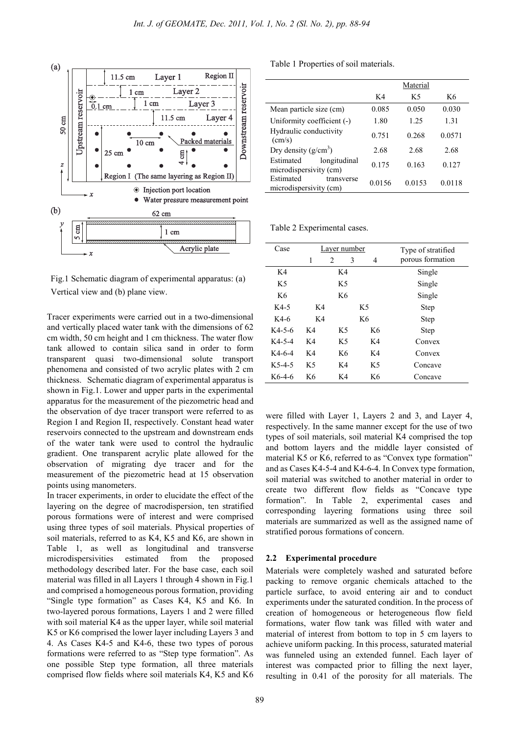Fig.1 Schematic diagram of experimental apparatus: (a) Vertical view and (b) plane view.

Tracer experiments were carried out in a two-dimensional and vertically placed water tank with the dimensions of 62 cm width, 50 cm height and 1 cm thickness. The water flow tank allowed to contain silica sand in order to form transparent quasi two-dimensional solute transport phenomena and consisted of two acrylic plates with 2 cm thickness. Schematic diagram of experimental apparatus is shown in Fig.1. Lower and upper parts in the experimental apparatus for the measurement of the piezometric head and the observation of dye tracer transport were referred to as Region I and Region II, respectively. Constant head water reservoirs connected to the upstream and downstream ends of the water tank were used to control the hydraulic gradient. One transparent acrylic plate allowed for the observation of migrating dye tracer and for the measurement of the piezometric head at 15 observation points using manometers.

In tracer experiments, in order to elucidate the effect of the layering on the degree of macrodispersion, ten stratified porous formations were of interest and were comprised using three types of soil materials. Physical properties of soil materials, referred to as K4, K5 and K6, are shown in Table 1, as well as longitudinal and transverse microdispersivities estimated from the proposed methodology described later. For the base case, each soil material was filled in all Layers 1 through 4 shown in Fig.1 and comprised a homogeneous porous formation, providing "Single type formation" as Cases K4, K5 and K6. In two-layered porous formations, Layers 1 and 2 were filled with soil material K4 as the upper layer, while soil material K5 or K6 comprised the lower layer including Layers 3 and 4. As Cases K4-5 and K4-6, these two types of porous formations were referred to as "Step type formation". As one possible Step type formation, all three materials comprised flow fields where soil materials K4, K5 and K6 were filled with Layer 1, Layers 2 and 3, and Layer 4, respectively. In the same manner except for the use of two types of soil materials, soil material K4 comprised the top and bottom layers and the middle layer consisted of material K5 or K6, referred to as "Convex type formation" and as Cases K4-5-4 and K4-6-4. In Convex type formation, soil material was switched to another material in order to create two different flow fields as "Concave type formation". In Table 2, experimental cases and corresponding layering formations using three soil materials are summarized as well as the assigned name of stratified porous formations of concern.

Table 1 Properties of soil materials.

| | Material | | |
|---|---|---|---|
| | K4 | K5 | K6 |
| Mean particle size (cm) | 0.085 | 0.050 | 0.030 |
| Uniformity coefficient (-) | 1.80 | 1.25 | 1.31 |
| Hydraulic conductivity (cm/s) | 0.751 | 0.268 | 0.0571 |
| Dry density (g/cm$^3$) | 2.68 | 2.68 | 2.68 |
| Estimated longitudinal microdispersivity (cm) | 0.175 | 0.163 | 0.127 |
| Estimated transverse microdispersivity (cm) | 0.0156 | 0.0153 | 0.0118 |

Table 2 Experimental cases.

| Case | Layer number 1 | 2 | 3 | 4 | Type of stratified porous formation |
|---|---|---|---|---|---|
| K4 | K4 | | | | Single |
| K5 | K5 | | | | Single |
| K6 | K6 | | | | Single |
| K4-5 | K4 | | K5 | | Step |
| K4-6 | K4 | | K6 | | Step |
| K4-5-6 | K4 | K5 | | K6 | Step |
| K4-5-4 | K4 | K5 | | K4 | Convex |
| K4-6-4 | K4 | K6 | | K4 | Convex |
| K5-4-5 | K5 | K4 | | K5 | Concave |
| K6-4-6 | K6 | K4 | | K6 | Concave |

### 2.2 Experimental procedure

Materials were completely washed and saturated before packing to remove organic chemicals attached to the particle surface, to avoid entering air and to conduct experiments under the saturated condition. In the process of creation of homogeneous or heterogeneous flow field formations, water flow tank was filled with water and material of interest from bottom to top in 5 cm layers to achieve uniform packing. In this process, saturated material was funneled using an extended funnel. Each layer of interest was compacted prior to filling the next layer, resulting in 0.41 of the porosity for all materials. The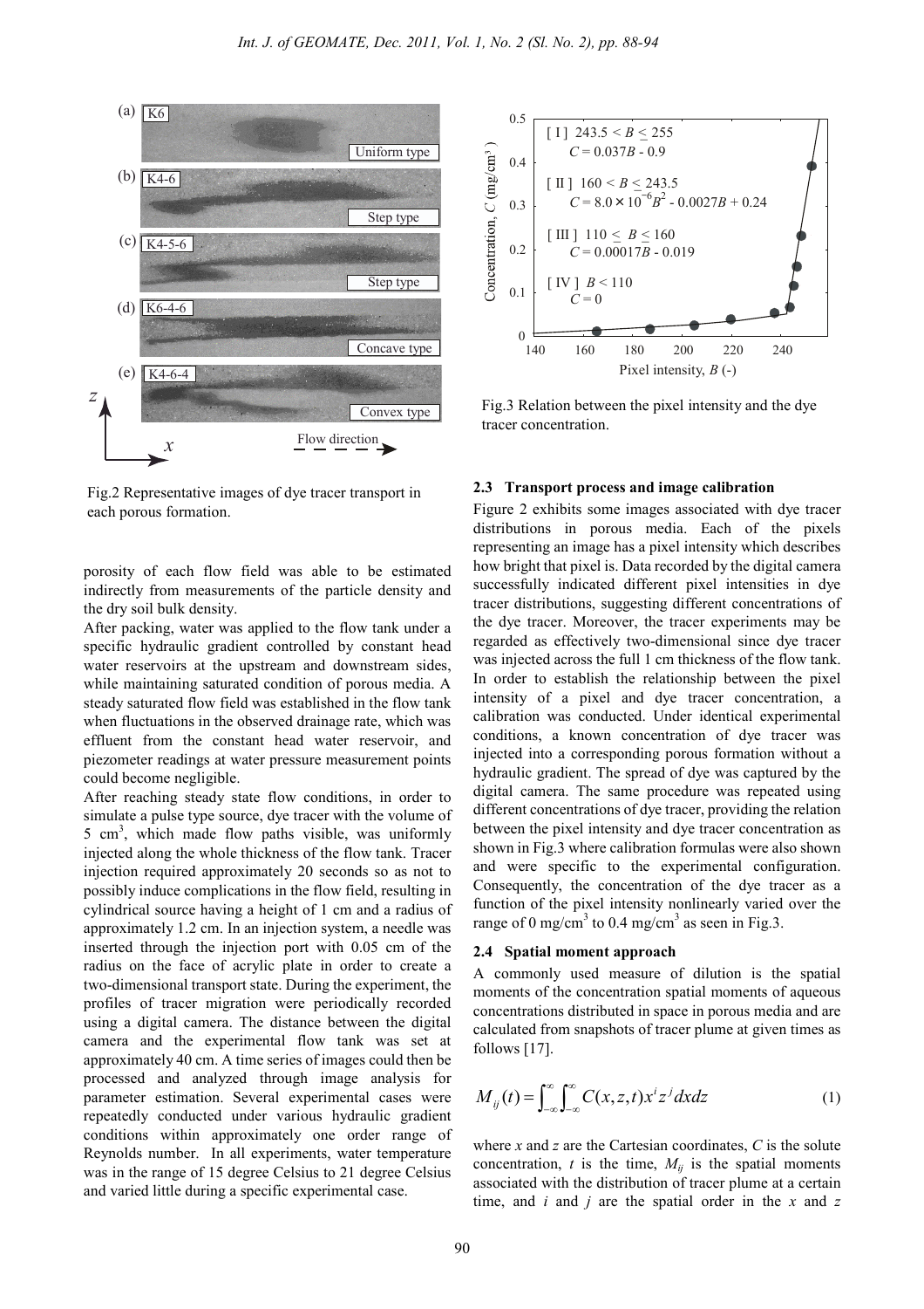Fig.2 Representative images of dye tracer transport in each porous formation.

porosity of each flow field was able to be estimated indirectly from measurements of the particle density and the dry soil bulk density.

After packing, water was applied to the flow tank under a specific hydraulic gradient controlled by constant head water reservoirs at the upstream and downstream sides, while maintaining saturated condition of porous media. A steady saturated flow field was established in the flow tank when fluctuations in the observed drainage rate, which was effluent from the constant head water reservoir, and piezometer readings at water pressure measurement points could become negligible.

After reaching steady state flow conditions, in order to simulate a pulse type source, dye tracer with the volume of 5 cm$^3$, which made flow paths visible, was uniformly injected along the whole thickness of the flow tank. Tracer injection required approximately 20 seconds so as not to possibly induce complications in the flow field, resulting in cylindrical source having a height of 1 cm and a radius of approximately 1.2 cm. In an injection system, a needle was inserted through the injection port with 0.05 cm of the radius on the face of acrylic plate in order to create a two-dimensional transport state. During the experiment, the profiles of tracer migration were periodically recorded using a digital camera. The distance between the digital camera and the experimental flow tank was set at approximately 40 cm. A time series of images could then be processed and analyzed through image analysis for parameter estimation. Several experimental cases were repeatedly conducted under various hydraulic gradient conditions within approximately one order range of Reynolds number. In all experiments, water temperature was in the range of 15 degree Celsius to 21 degree Celsius and varied little during a specific experimental case.

Fig.3 Relation between the pixel intensity and the dye tracer concentration.

### 2.3 Transport process and image calibration

Figure 2 exhibits some images associated with dye tracer distributions in porous media. Each of the pixels representing an image has a pixel intensity which describes how bright that pixel is. Data recorded by the digital camera successfully indicated different pixel intensities in dye tracer distributions, suggesting different concentrations of the dye tracer. Moreover, the tracer experiments may be regarded as effectively two-dimensional since dye tracer was injected across the full 1 cm thickness of the flow tank. In order to establish the relationship between the pixel intensity of a pixel and dye tracer concentration, a calibration was conducted. Under identical experimental conditions, a known concentration of dye tracer was injected into a corresponding porous formation without a hydraulic gradient. The spread of dye was captured by the digital camera. The same procedure was repeated using different concentrations of dye tracer, providing the relation between the pixel intensity and dye tracer concentration as shown in Fig.3 where calibration formulas were also shown and were specific to the experimental configuration. Consequently, the concentration of the dye tracer as a function of the pixel intensity nonlinearly varied over the range of 0 mg/cm$^3$ to 0.4 mg/cm$^3$ as seen in Fig.3.

### 2.4 Spatial moment approach

A commonly used measure of dilution is the spatial moments of the concentration spatial moments of aqueous concentrations distributed in space in porous media and are calculated from snapshots of tracer plume at given times as follows [17].

$$M_{ij}(t) = \int_{-\infty}^{\infty}\int_{-\infty}^{\infty} C(x,z,t)x^i z^j dxdz \qquad (1)$$

where $x$ and $z$ are the Cartesian coordinates, $C$ is the solute concentration, $t$ is the time, $M_{ij}$ is the spatial moments associated with the distribution of tracer plume at a certain time, and $i$ and $j$ are the spatial order in the $x$ and $z$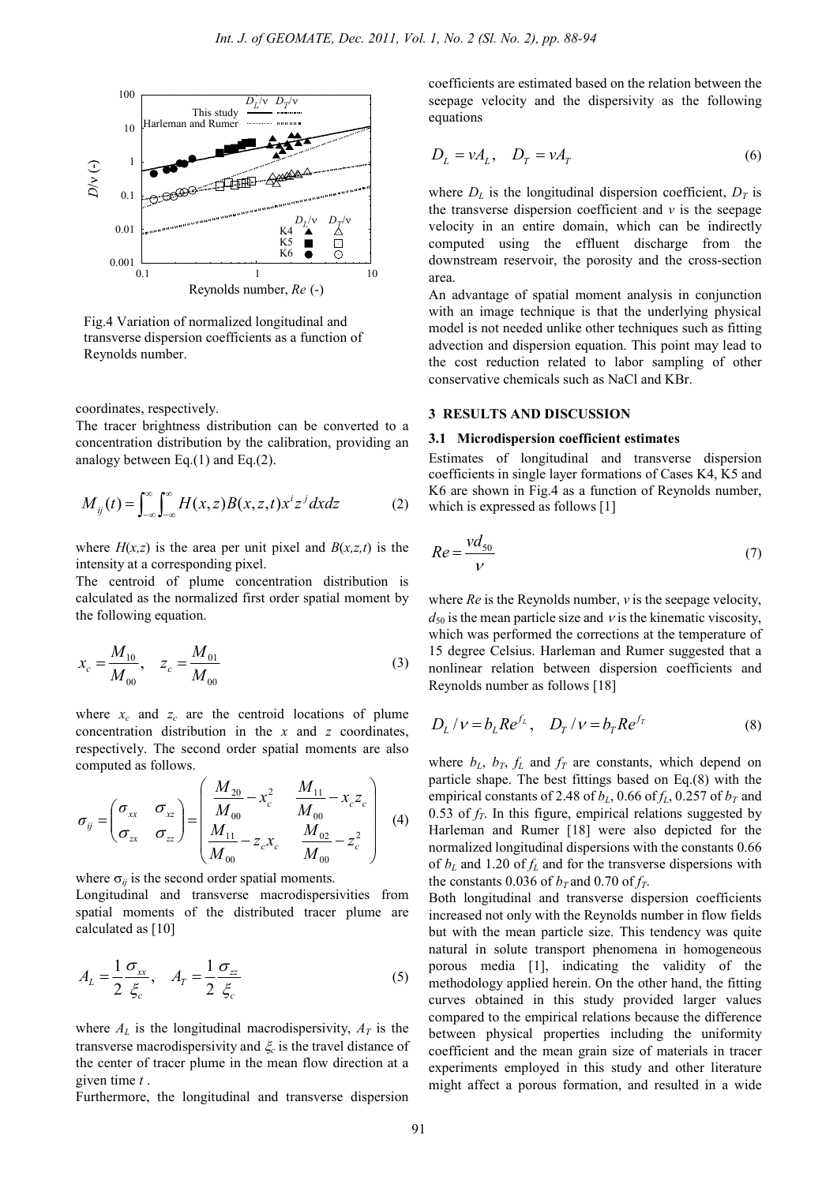Fig.4 Variation of normalized longitudinal and transverse dispersion coefficients as a function of Reynolds number.

coordinates, respectively.

The tracer brightness distribution can be converted to a concentration distribution by the calibration, providing an analogy between Eq.(1) and Eq.(2).

$$M_{ij}(t)=\int_{-\infty}^{\infty}\int_{-\infty}^{\infty}H(x,z)B(x,z,t)x^{i}z^{j}dxdz \tag{2}$$

where $H(x,z)$ is the area per unit pixel and $B(x,z,t)$ is the intensity at a corresponding pixel.

The centroid of plume concentration distribution is calculated as the normalized first order spatial moment by the following equation.

$$x_c=\frac{M_{10}}{M_{00}},\quad z_c=\frac{M_{01}}{M_{00}} \tag{3}$$

where $x_c$ and $z_c$ are the centroid locations of plume concentration distribution in the $x$ and $z$ coordinates, respectively. The second order spatial moments are also computed as follows.

$$\sigma_{ij}=\begin{pmatrix}\sigma_{xx} & \sigma_{xz}\\ \sigma_{zx} & \sigma_{zz}\end{pmatrix}=\begin{pmatrix}\dfrac{M_{20}}{M_{00}}-x_c^2 & \dfrac{M_{11}}{M_{00}}-x_c z_c\\ \dfrac{M_{11}}{M_{00}}-z_c x_c & \dfrac{M_{02}}{M_{00}}-z_c^2\end{pmatrix} \tag{4}$$

where $\sigma_{ij}$ is the second order spatial moments.

Longitudinal and transverse macrodispersivities from spatial moments of the distributed tracer plume are calculated as [10]

$$A_L=\frac{1}{2}\frac{\sigma_{xx}}{\xi_c},\quad A_T=\frac{1}{2}\frac{\sigma_{zz}}{\xi_c} \tag{5}$$

where $A_L$ is the longitudinal macrodispersivity, $A_T$ is the transverse macrodispersivity and $\xi_c$ is the travel distance of the center of tracer plume in the mean flow direction at a given time $t$ .

Furthermore, the longitudinal and transverse dispersion coefficients are estimated based on the relation between the seepage velocity and the dispersivity as the following equations

$$D_L=vA_L,\quad D_T=vA_T \tag{6}$$

where $D_L$ is the longitudinal dispersion coefficient, $D_T$ is the transverse dispersion coefficient and $v$ is the seepage velocity in an entire domain, which can be indirectly computed using the effluent discharge from the downstream reservoir, the porosity and the cross-section area.

An advantage of spatial moment analysis in conjunction with an image technique is that the underlying physical model is not needed unlike other techniques such as fitting advection and dispersion equation. This point may lead to the cost reduction related to labor sampling of other conservative chemicals such as NaCl and KBr.

## 3 RESULTS AND DISCUSSION

### 3.1 Microdispersion coefficient estimates

Estimates of longitudinal and transverse dispersion coefficients in single layer formations of Cases K4, K5 and K6 are shown in Fig.4 as a function of Reynolds number, which is expressed as follows [1]

$$Re=\frac{vd_{50}}{\nu} \tag{7}$$

where $Re$ is the Reynolds number, $v$ is the seepage velocity, $d_{50}$ is the mean particle size and $\nu$ is the kinematic viscosity, which was performed the corrections at the temperature of 15 degree Celsius. Harleman and Rumer suggested that a nonlinear relation between dispersion coefficients and Reynolds number as follows [18]

$$D_L/\nu=b_L Re^{f_L},\quad D_T/\nu=b_T Re^{f_T} \tag{8}$$

where $b_L$, $b_T$, $f_L$ and $f_T$ are constants, which depend on particle shape. The best fittings based on Eq.(8) with the empirical constants of 2.48 of $b_L$, 0.66 of $f_L$, 0.257 of $b_T$ and 0.53 of $f_T$. In this figure, empirical relations suggested by Harleman and Rumer [18] were also depicted for the normalized longitudinal dispersions with the constants 0.66 of $b_L$ and 1.20 of $f_L$ and for the transverse dispersions with the constants 0.036 of $b_T$ and 0.70 of $f_T$.

Both longitudinal and transverse dispersion coefficients increased not only with the Reynolds number in flow fields but with the mean particle size. This tendency was quite natural in solute transport phenomena in homogeneous porous media [1], indicating the validity of the methodology applied herein. On the other hand, the fitting curves obtained in this study provided larger values compared to the empirical relations because the difference between physical properties including the uniformity coefficient and the mean grain size of materials in tracer experiments employed in this study and other literature might affect a porous formation, and resulted in a wide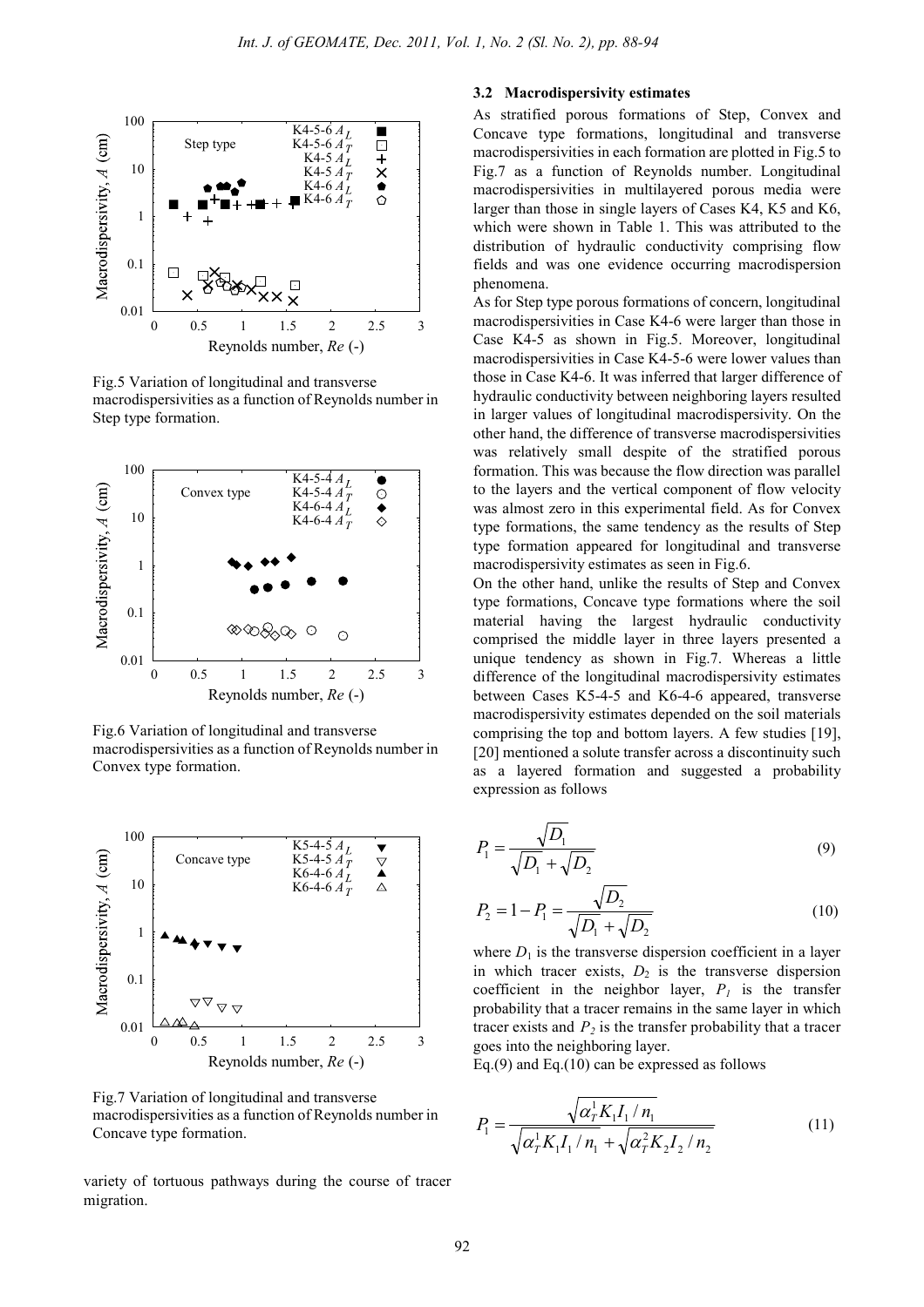Fig.5 Variation of longitudinal and transverse macrodispersivities as a function of Reynolds number in Step type formation.

Fig.6 Variation of longitudinal and transverse macrodispersivities as a function of Reynolds number in Convex type formation.

Fig.7 Variation of longitudinal and transverse macrodispersivities as a function of Reynolds number in Concave type formation.

variety of tortuous pathways during the course of tracer migration.

### 3.2 Macrodispersivity estimates

As stratified porous formations of Step, Convex and Concave type formations, longitudinal and transverse macrodispersivities in each formation are plotted in Fig.5 to Fig.7 as a function of Reynolds number. Longitudinal macrodispersivities in multilayered porous media were larger than those in single layers of Cases K4, K5 and K6, which were shown in Table 1. This was attributed to the distribution of hydraulic conductivity comprising flow fields and was one evidence occurring macrodispersion phenomena.

As for Step type porous formations of concern, longitudinal macrodispersivities in Case K4-6 were larger than those in Case K4-5 as shown in Fig.5. Moreover, longitudinal macrodispersivities in Case K4-5-6 were lower values than those in Case K4-6. It was inferred that larger difference of hydraulic conductivity between neighboring layers resulted in larger values of longitudinal macrodispersivity. On the other hand, the difference of transverse macrodispersivities was relatively small despite of the stratified porous formation. This was because the flow direction was parallel to the layers and the vertical component of flow velocity was almost zero in this experimental field. As for Convex type formations, the same tendency as the results of Step type formation appeared for longitudinal and transverse macrodispersivity estimates as seen in Fig.6.

On the other hand, unlike the results of Step and Convex type formations, Concave type formations where the soil material having the largest hydraulic conductivity comprised the middle layer in three layers presented a unique tendency as shown in Fig.7. Whereas a little difference of the longitudinal macrodispersivity estimates between Cases K5-4-5 and K6-4-6 appeared, transverse macrodispersivity estimates depended on the soil materials comprising the top and bottom layers. A few studies [19], [20] mentioned a solute transfer across a discontinuity such as a layered formation and suggested a probability expression as follows

$$P_1 = \frac{\sqrt{D_1}}{\sqrt{D_1} + \sqrt{D_2}} \tag{9}$$

$$P_2 = 1 - P_1 = \frac{\sqrt{D_2}}{\sqrt{D_1} + \sqrt{D_2}} \tag{10}$$

where $D_1$ is the transverse dispersion coefficient in a layer in which tracer exists, $D_2$ is the transverse dispersion coefficient in the neighbor layer, $P_1$ is the transfer probability that a tracer remains in the same layer in which tracer exists and $P_2$ is the transfer probability that a tracer goes into the neighboring layer.

Eq.(9) and Eq.(10) can be expressed as follows

$$P_1 = \frac{\sqrt{\alpha_T^1 K_1 I_1 / n_1}}{\sqrt{\alpha_T^1 K_1 I_1 / n_1} + \sqrt{\alpha_T^2 K_2 I_2 / n_2}} \tag{11}$$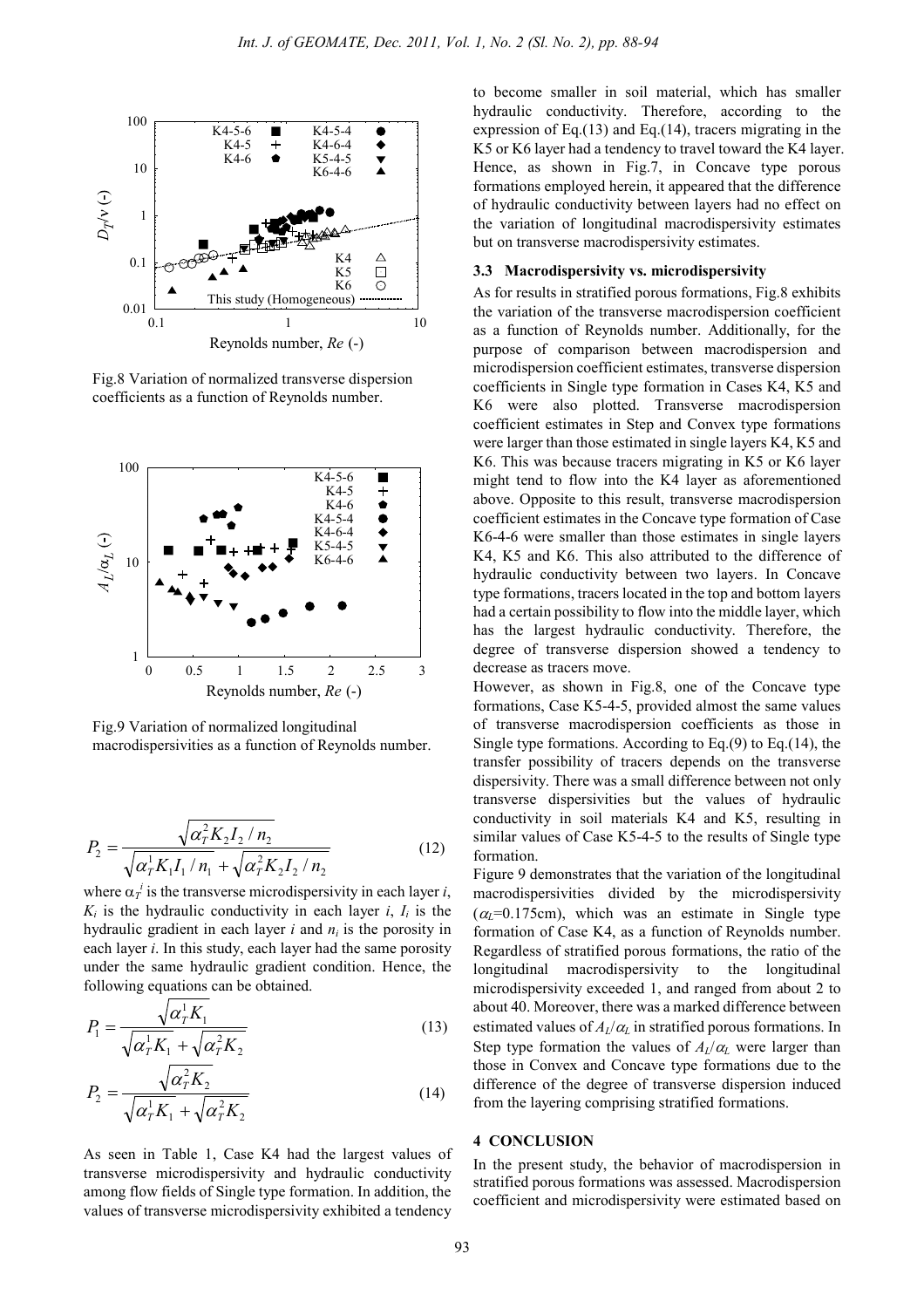Fig.8 Variation of normalized transverse dispersion coefficients as a function of Reynolds number.

Fig.9 Variation of normalized longitudinal macrodispersivities as a function of Reynolds number.

$$P_2 = \frac{\sqrt{\alpha_T^2 K_2 I_2 / n_2}}{\sqrt{\alpha_T^1 K_1 I_1 / n_1} + \sqrt{\alpha_T^2 K_2 I_2 / n_2}} \tag{12}$$

where $\alpha_T^i$ is the transverse microdispersivity in each layer $i$, $K_i$ is the hydraulic conductivity in each layer $i$, $I_i$ is the hydraulic gradient in each layer $i$ and $n_i$ is the porosity in each layer $i$. In this study, each layer had the same porosity under the same hydraulic gradient condition. Hence, the following equations can be obtained.

$$P_1 = \frac{\sqrt{\alpha_T^1 K_1}}{\sqrt{\alpha_T^1 K_1} + \sqrt{\alpha_T^2 K_2}} \tag{13}$$

$$P_2 = \frac{\sqrt{\alpha_T^2 K_2}}{\sqrt{\alpha_T^1 K_1} + \sqrt{\alpha_T^2 K_2}} \tag{14}$$

As seen in Table 1, Case K4 had the largest values of transverse microdispersivity and hydraulic conductivity among flow fields of Single type formation. In addition, the values of transverse microdispersivity exhibited a tendency to become smaller in soil material, which has smaller hydraulic conductivity. Therefore, according to the expression of Eq.(13) and Eq.(14), tracers migrating in the K5 or K6 layer had a tendency to travel toward the K4 layer. Hence, as shown in Fig.7, in Concave type porous formations employed herein, it appeared that the difference of hydraulic conductivity between layers had no effect on the variation of longitudinal macrodispersivity estimates but on transverse macrodispersivity estimates.

### 3.3 Macrodispersivity vs. microdispersivity

As for results in stratified porous formations, Fig.8 exhibits the variation of the transverse macrodispersion coefficient as a function of Reynolds number. Additionally, for the purpose of comparison between macrodispersion and microdispersion coefficient estimates, transverse dispersion coefficients in Single type formation in Cases K4, K5 and K6 were also plotted. Transverse macrodispersion coefficient estimates in Step and Convex type formations were larger than those estimated in single layers K4, K5 and K6. This was because tracers migrating in K5 or K6 layer might tend to flow into the K4 layer as aforementioned above. Opposite to this result, transverse macrodispersion coefficient estimates in the Concave type formation of Case K6-4-6 were smaller than those estimates in single layers K4, K5 and K6. This also attributed to the difference of hydraulic conductivity between two layers. In Concave type formations, tracers located in the top and bottom layers had a certain possibility to flow into the middle layer, which has the largest hydraulic conductivity. Therefore, the degree of transverse dispersion showed a tendency to decrease as tracers move.

However, as shown in Fig.8, one of the Concave type formations, Case K5-4-5, provided almost the same values of transverse macrodispersion coefficients as those in Single type formations. According to Eq.(9) to Eq.(14), the transfer possibility of tracers depends on the transverse dispersivity. There was a small difference between not only transverse dispersivities but the values of hydraulic conductivity in soil materials K4 and K5, resulting in similar values of Case K5-4-5 to the results of Single type formation.

Figure 9 demonstrates that the variation of the longitudinal macrodispersivities divided by the microdispersivity ($\alpha_L$=0.175cm), which was an estimate in Single type formation of Case K4, as a function of Reynolds number. Regardless of stratified porous formations, the ratio of the longitudinal macrodispersivity to the longitudinal microdispersivity exceeded 1, and ranged from about 2 to about 40. Moreover, there was a marked difference between estimated values of $A_L/\alpha_L$ in stratified porous formations. In Step type formation the values of $A_L/\alpha_L$ were larger than those in Convex and Concave type formations due to the difference of the degree of transverse dispersion induced from the layering comprising stratified formations.

## 4 CONCLUSION

In the present study, the behavior of macrodispersion in stratified porous formations was assessed. Macrodispersion coefficient and microdispersivity were estimated based on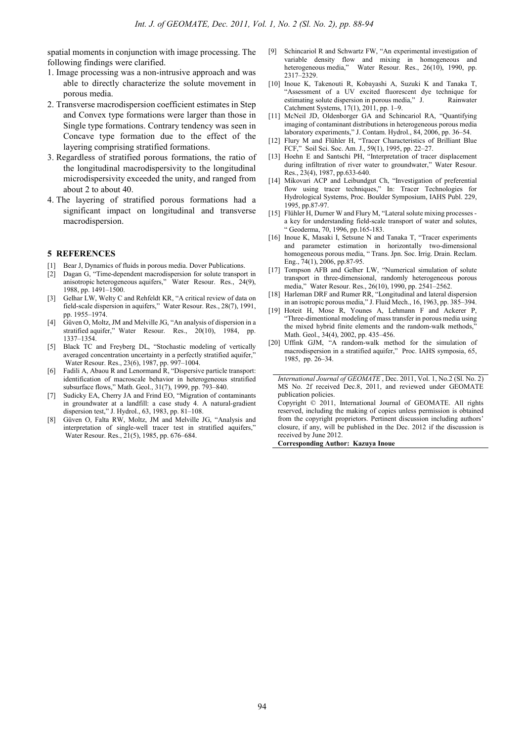spatial moments in conjunction with image processing. The following findings were clarified.

1. Image processing was a non-intrusive approach and was able to directly characterize the solute movement in porous media.
2. Transverse macrodispersion coefficient estimates in Step and Convex type formations were larger than those in Single type formations. Contrary tendency was seen in Concave type formation due to the effect of the layering comprising stratified formations.
3. Regardless of stratified porous formations, the ratio of the longitudinal macrodispersivity to the longitudinal microdispersivity exceeded the unity, and ranged from about 2 to about 40.
4. The layering of stratified porous formations had a significant impact on longitudinal and transverse macrodispersion.

## 5 REFERENCES

[1] Bear J, Dynamics of fluids in porous media. Dover Publications.

[2] Dagan G, "Time-dependent macrodispersion for solute transport in anisotropic heterogeneous aquifers," Water Resour. Res., 24(9), 1988, pp. 1491–1500.

[3] Gelhar LW, Welty C and Rehfeldt KR, "A critical review of data on field-scale dispersion in aquifers," Water Resour. Res., 28(7), 1991, pp. 1955–1974.

[4] Güven O, Moltz, JM and Melville JG, "An analysis of dispersion in a stratified aquifer," Water Resour. Res., 20(10), 1984, pp. 1337–1354.

[5] Black TC and Freyberg DL, "Stochastic modeling of vertically averaged concentration uncertainty in a perfectly stratified aquifer," Water Resour. Res., 23(6), 1987, pp. 997–1004.

[6] Fadili A, Abaou R and Lenormand R, "Dispersive particle transport: identification of macroscale behavior in heterogeneous stratified subsurface flows," Math. Geol., 31(7), 1999, pp. 793–840.

[7] Sudicky EA, Cherry JA and Frind EO, "Migration of contaminants in groundwater at a landfill: a case study 4. A natural-gradient dispersion test," J. Hydrol., 63, 1983, pp. 81–108.

[8] Güven O, Falta RW, Moltz, JM and Melville JG, "Analysis and interpretation of single-well tracer test in stratified aquifers," Water Resour. Res., 21(5), 1985, pp. 676–684.

[9] Schincariol R and Schwartz FW, "An experimental investigation of variable density flow and mixing in homogeneous and heterogeneous media," Water Resour. Res., 26(10), 1990, pp. 2317–2329.

[10] Inoue K, Takenouti R, Kobayashi A, Suzuki K and Tanaka T, "Assessment of a UV excited fluorescent dye technique for estimating solute dispersion in porous media," J. Rainwater Catchment Systems, 17(1), 2011, pp. 1–9.

[11] McNeil JD, Oldenborger GA and Schincariol RA, "Quantifying imaging of contaminant distributions in heterogeneous porous media laboratory experiments," J. Contam. Hydrol., 84, 2006, pp. 36–54.

[12] Flury M and Flühler H, "Tracer Characteristics of Brilliant Blue FCF," Soil Sci. Soc. Am. J., 59(1), 1995, pp. 22–27.

[13] Hoehn E and Santschi PH, "Interpretation of tracer displacement during infiltration of river water to groundwater," Water Resour. Res., 23(4), 1987, pp.633-640.

[14] Mikovari ACP and Leibundgut Ch, "Investigation of preferential flow using tracer techniques," In: Tracer Technologies for Hydrological Systems, Proc. Boulder Symposium, IAHS Publ. 229, 1995, pp.87-97.

[15] Flühler H, Durner W and Flury M, "Lateral solute mixing processes - a key for understanding field-scale transport of water and solutes, " Geoderma, 70, 1996, pp.165-183.

[16] Inoue K, Masaki I, Setsune N and Tanaka T, "Tracer experiments and parameter estimation in horizontally two-dimensional homogeneous porous media, " Trans. Jpn. Soc. Irrig. Drain. Reclam. Eng., 74(1), 2006, pp.87-95.

[17] Tompson AFB and Gelher LW, "Numerical simulation of solute transport in three-dimensional, randomly heterogeneous porous media," Water Resour. Res., 26(10), 1990, pp. 2541–2562.

[18] Harleman DRF and Rumer RR, "Longitudinal and lateral dispersion in an isotropic porous media," J. Fluid Mech., 16, 1963, pp. 385–394.

[19] Hoteit H, Mose R, Younes A, Lehmann F and Ackerer P, "Three-dimentional modeling of mass transfer in porous media using the mixed hybrid finite elements and the random-walk methods," Math. Geol., 34(4), 2002, pp. 435–456.

[20] Uffink GJM, "A random-walk method for the simulation of macrodispersion in a stratified aquifer," Proc. IAHS symposia, 65, 1985, pp. 26–34.

*International Journal of GEOMATE* , Dec. 2011, Vol. 1, No.2 (Sl. No. 2) MS No. 2f received Dec.8, 2011, and reviewed under GEOMATE publication policies.
Copyright © 2011, International Journal of GEOMATE. All rights reserved, including the making of copies unless permission is obtained from the copyright proprietors. Pertinent discussion including authors' closure, if any, will be published in the Dec. 2012 if the discussion is received by June 2012.
**Corresponding Author: Kazuya Inoue**